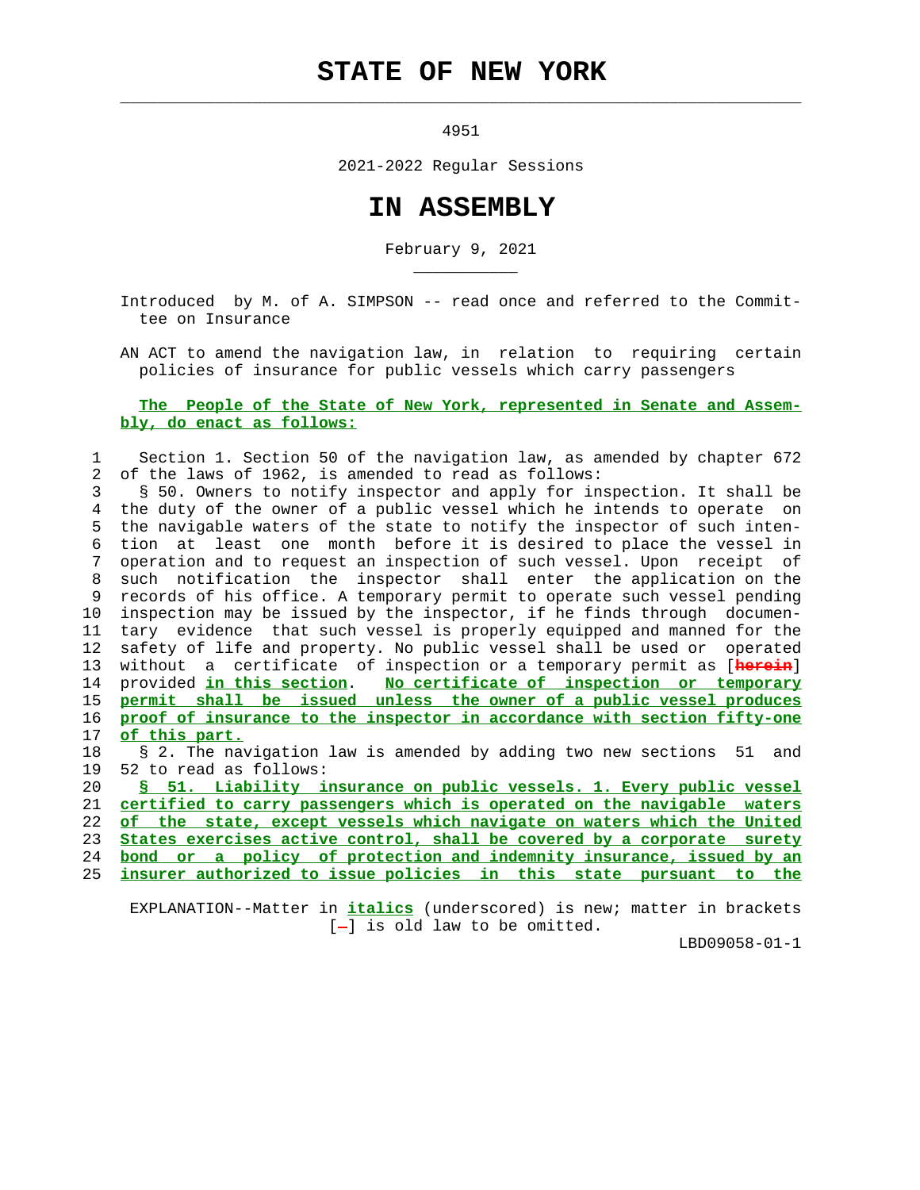# STATE OF NEW YORK

4951

2021-2022 Regular Sessions

# IN ASSEMBLY

February 9, 2021

Introduced by M. of A. SIMPSON -- read once and referred to the Committee on Insurance

AN ACT to amend the navigation law, in relation to requiring certain policies of insurance for public vessels which carry passengers

**The People of the State of New York, represented in Senate and Assembly, do enact as follows:**

1 Section 1. Section 50 of the navigation law, as amended by chapter 672
2 of the laws of 1962, is amended to read as follows:
3 § 50. Owners to notify inspector and apply for inspection. It shall be
4 the duty of the owner of a public vessel which he intends to operate on
5 the navigable waters of the state to notify the inspector of such inten-
6 tion at least one month before it is desired to place the vessel in
7 operation and to request an inspection of such vessel. Upon receipt of
8 such notification the inspector shall enter the application on the
9 records of his office. A temporary permit to operate such vessel pending
10 inspection may be issued by the inspector, if he finds through documen-
11 tary evidence that such vessel is properly equipped and manned for the
12 safety of life and property. No public vessel shall be used or operated
13 without a certificate of inspection or a temporary permit as [herein]
14 provided *in this section*. *No certificate of inspection or temporary*
15 *permit shall be issued unless the owner of a public vessel produces*
16 *proof of insurance to the inspector in accordance with section fifty-one*
17 *of this part.*
18 § 2. The navigation law is amended by adding two new sections 51 and
19 52 to read as follows:
20 *§ 51. Liability insurance on public vessels. 1. Every public vessel*
21 *certified to carry passengers which is operated on the navigable waters*
22 *of the state, except vessels which navigate on waters which the United*
23 *States exercises active control, shall be covered by a corporate surety*
24 *bond or a policy of protection and indemnity insurance, issued by an*
25 *insurer authorized to issue policies in this state pursuant to the*

EXPLANATION--Matter in *italics* (underscored) is new; matter in brackets [-] is old law to be omitted.

LBD09058-01-1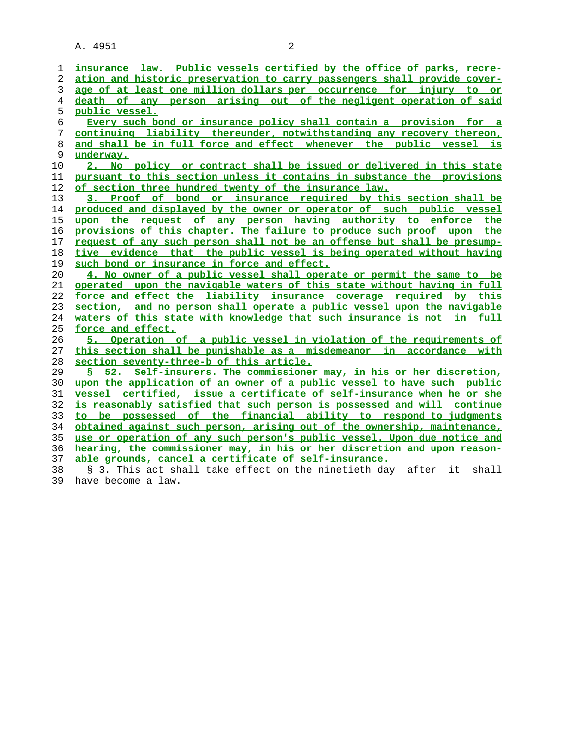insurance law. Public vessels certified by the office of parks, recreation and historic preservation to carry passengers shall provide coverage of at least one million dollars per occurrence for injury to or death of any person arising out of the negligent operation of said public vessel.

Every such bond or insurance policy shall contain a provision for a continuing liability thereunder, notwithstanding any recovery thereon, and shall be in full force and effect whenever the public vessel is underway.

2. No policy or contract shall be issued or delivered in this state pursuant to this section unless it contains in substance the provisions of section three hundred twenty of the insurance law.

3. Proof of bond or insurance required by this section shall be produced and displayed by the owner or operator of such public vessel upon the request of any person having authority to enforce the provisions of this chapter. The failure to produce such proof upon the request of any such person shall not be an offense but shall be presumptive evidence that the public vessel is being operated without having such bond or insurance in force and effect.

4. No owner of a public vessel shall operate or permit the same to be operated upon the navigable waters of this state without having in full force and effect the liability insurance coverage required by this section, and no person shall operate a public vessel upon the navigable waters of this state with knowledge that such insurance is not in full force and effect.

5. Operation of a public vessel in violation of the requirements of this section shall be punishable as a misdemeanor in accordance with section seventy-three-b of this article.

§ 52. Self-insurers. The commissioner may, in his or her discretion, upon the application of an owner of a public vessel to have such public vessel certified, issue a certificate of self-insurance when he or she is reasonably satisfied that such person is possessed and will continue to be possessed of the financial ability to respond to judgments obtained against such person, arising out of the ownership, maintenance, use or operation of any such person's public vessel. Upon due notice and hearing, the commissioner may, in his or her discretion and upon reasonable grounds, cancel a certificate of self-insurance.

§ 3. This act shall take effect on the ninetieth day after it shall have become a law.